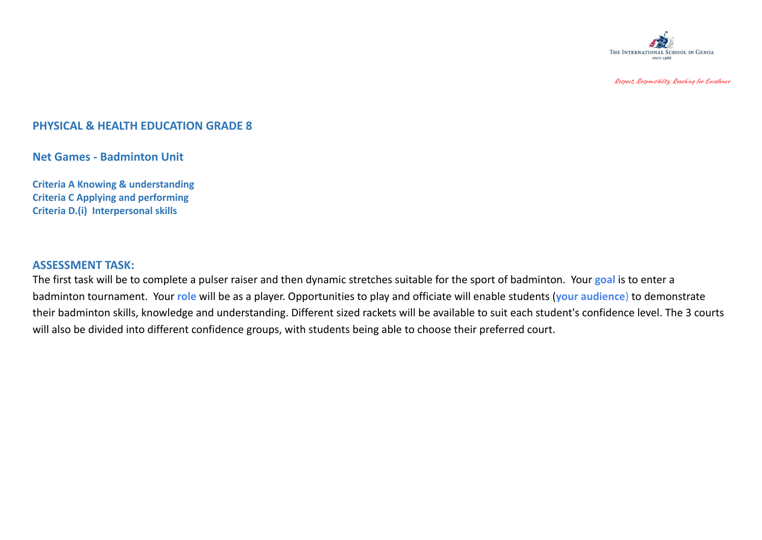THE INTERNATIONAL SCHOOL IN GENOA
SINCE 1966

*Respect, Responsibility, Reaching for Excellence*

## PHYSICAL & HEALTH EDUCATION GRADE 8

### Net Games - Badminton Unit

**Criteria A Knowing & understanding**
**Criteria C Applying and performing**
**Criteria D.(i) Interpersonal skills**

### ASSESSMENT TASK:

The first task will be to complete a pulser raiser and then dynamic stretches suitable for the sport of badminton. Your **goal** is to enter a badminton tournament. Your **role** will be as a player. Opportunities to play and officiate will enable students (**your audience**) to demonstrate their badminton skills, knowledge and understanding. Different sized rackets will be available to suit each student's confidence level. The 3 courts will also be divided into different confidence groups, with students being able to choose their preferred court.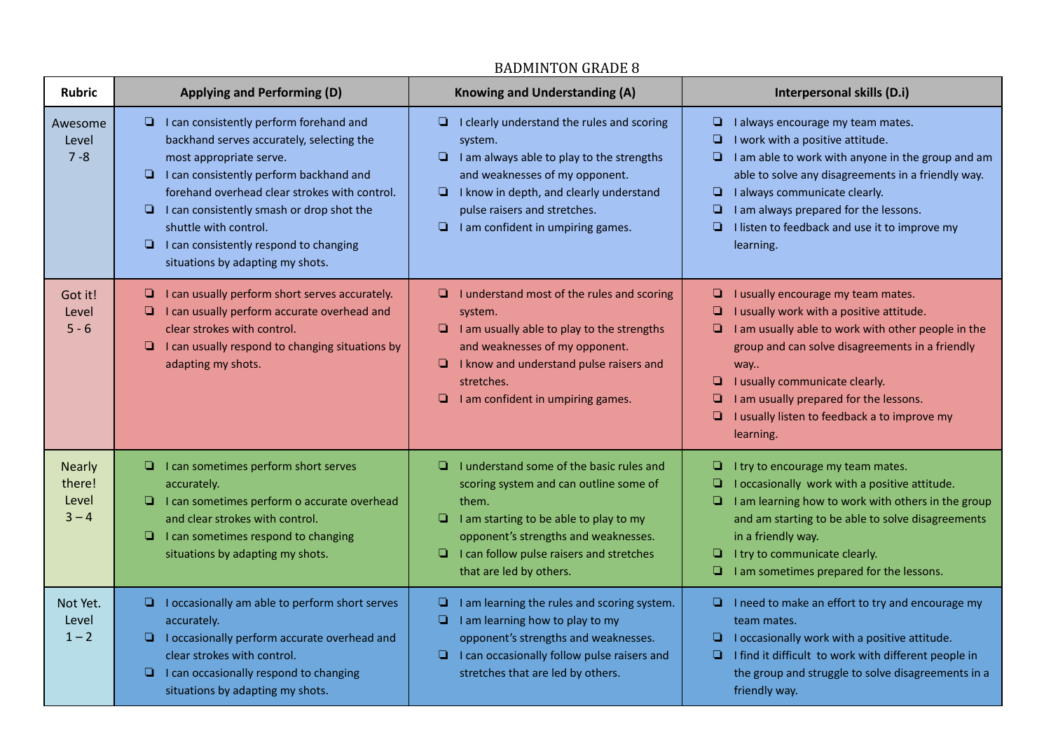BADMINTON GRADE 8

| Rubric | Applying and Performing (D) | Knowing and Understanding (A) | Interpersonal skills (D.i) |
|---|---|---|---|
| Awesome Level 7 -8 | ❑ I can consistently perform forehand and backhand serves accurately, selecting the most appropriate serve.<br>❑ I can consistently perform backhand and forehand overhead clear strokes with control.<br>❑ I can consistently smash or drop shot the shuttle with control.<br>❑ I can consistently respond to changing situations by adapting my shots. | ❑ I clearly understand the rules and scoring system.<br>❑ I am always able to play to the strengths and weaknesses of my opponent.<br>❑ I know in depth, and clearly understand pulse raisers and stretches.<br>❑ I am confident in umpiring games. | ❑ I always encourage my team mates.<br>❑ I work with a positive attitude.<br>❑ I am able to work with anyone in the group and am able to solve any disagreements in a friendly way.<br>❑ I always communicate clearly.<br>❑ I am always prepared for the lessons.<br>❑ I listen to feedback and use it to improve my learning. |
| Got it! Level 5 - 6 | ❑ I can usually perform short serves accurately.<br>❑ I can usually perform accurate overhead and clear strokes with control.<br>❑ I can usually respond to changing situations by adapting my shots. | ❑ I understand most of the rules and scoring system.<br>❑ I am usually able to play to the strengths and weaknesses of my opponent.<br>❑ I know and understand pulse raisers and stretches.<br>❑ I am confident in umpiring games. | ❑ I usually encourage my team mates.<br>❑ I usually work with a positive attitude.<br>❑ I am usually able to work with other people in the group and can solve disagreements in a friendly way..<br>❑ I usually communicate clearly.<br>❑ I am usually prepared for the lessons.<br>❑ I usually listen to feedback a to improve my learning. |
| Nearly there! Level 3 – 4 | ❑ I can sometimes perform short serves accurately.<br>❑ I can sometimes perform o accurate overhead and clear strokes with control.<br>❑ I can sometimes respond to changing situations by adapting my shots. | ❑ I understand some of the basic rules and scoring system and can outline some of them.<br>❑ I am starting to be able to play to my opponent's strengths and weaknesses.<br>❑ I can follow pulse raisers and stretches that are led by others. | ❑ I try to encourage my team mates.<br>❑ I occasionally work with a positive attitude.<br>❑ I am learning how to work with others in the group and am starting to be able to solve disagreements in a friendly way.<br>❑ I try to communicate clearly.<br>❑ I am sometimes prepared for the lessons. |
| Not Yet. Level 1 – 2 | ❑ I occasionally am able to perform short serves accurately.<br>❑ I occasionally perform accurate overhead and clear strokes with control.<br>❑ I can occasionally respond to changing situations by adapting my shots. | ❑ I am learning the rules and scoring system.<br>❑ I am learning how to play to my opponent's strengths and weaknesses.<br>❑ I can occasionally follow pulse raisers and stretches that are led by others. | ❑ I need to make an effort to try and encourage my team mates.<br>❑ I occasionally work with a positive attitude.<br>❑ I find it difficult to work with different people in the group and struggle to solve disagreements in a friendly way. |